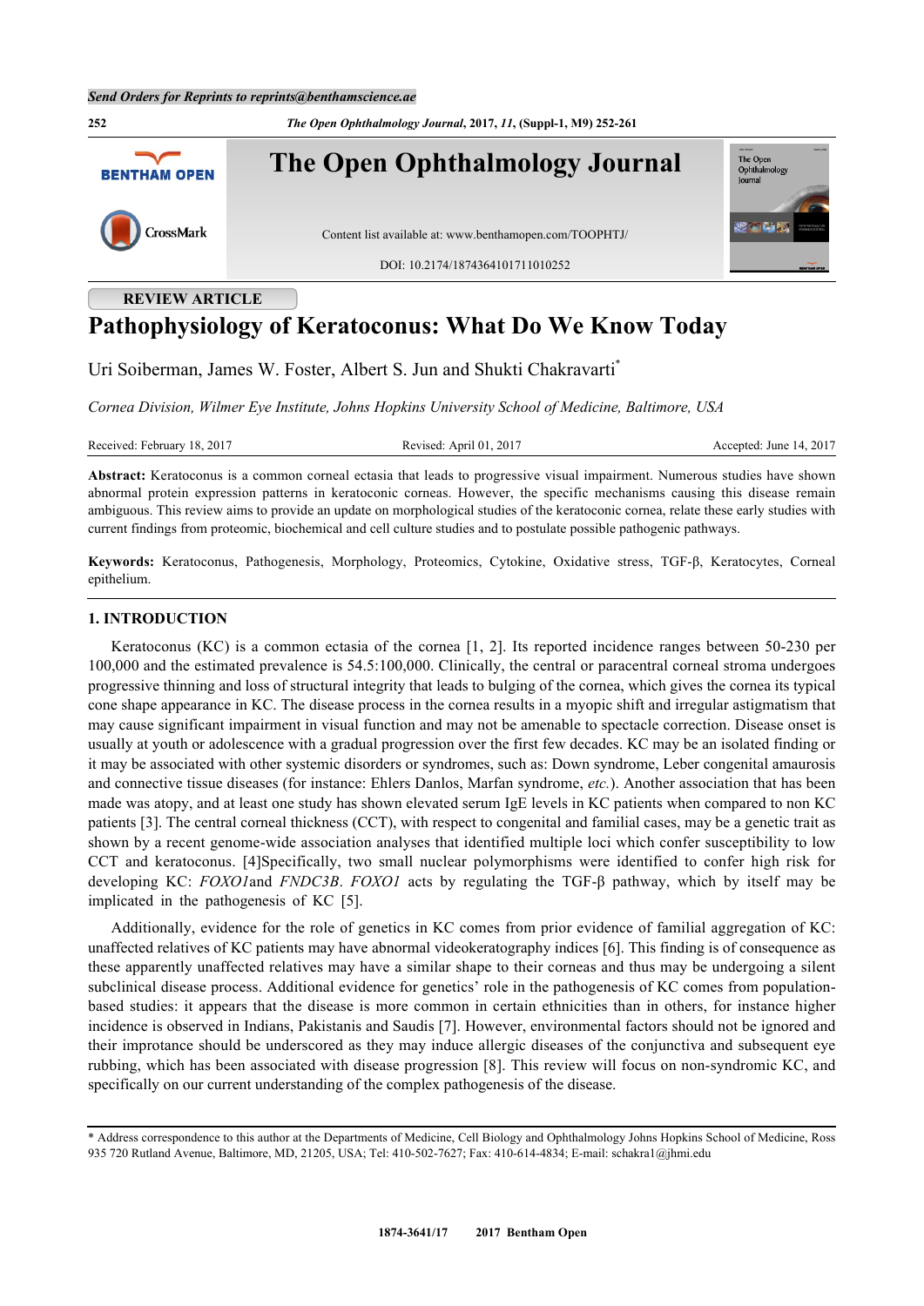REVIEW ARTICLE

# Pathophysiology of Keratoconus: What Do We Know Today

Uri Soiberman, James W. Foster, Albert S. Jun and Shukti Chakravarti*

*Cornea Division, Wilmer Eye Institute, Johns Hopkins University School of Medicine, Baltimore, USA*

Received: February 18, 2017 Revised: April 01, 2017 Accepted: June 14, 2017

**Abstract:** Keratoconus is a common corneal ectasia that leads to progressive visual impairment. Numerous studies have shown abnormal protein expression patterns in keratoconic corneas. However, the specific mechanisms causing this disease remain ambiguous. This review aims to provide an update on morphological studies of the keratoconic cornea, relate these early studies with current findings from proteomic, biochemical and cell culture studies and to postulate possible pathogenic pathways.

**Keywords:** Keratoconus, Pathogenesis, Morphology, Proteomics, Cytokine, Oxidative stress, TGF-β, Keratocytes, Corneal epithelium.

## 1. INTRODUCTION

Keratoconus (KC) is a common ectasia of the cornea [1, 2]. Its reported incidence ranges between 50-230 per 100,000 and the estimated prevalence is 54.5:100,000. Clinically, the central or paracentral corneal stroma undergoes progressive thinning and loss of structural integrity that leads to bulging of the cornea, which gives the cornea its typical cone shape appearance in KC. The disease process in the cornea results in a myopic shift and irregular astigmatism that may cause significant impairment in visual function and may not be amenable to spectacle correction. Disease onset is usually at youth or adolescence with a gradual progression over the first few decades. KC may be an isolated finding or it may be associated with other systemic disorders or syndromes, such as: Down syndrome, Leber congenital amaurosis and connective tissue diseases (for instance: Ehlers Danlos, Marfan syndrome, *etc.*). Another association that has been made was atopy, and at least one study has shown elevated serum IgE levels in KC patients when compared to non KC patients [3]. The central corneal thickness (CCT), with respect to congenital and familial cases, may be a genetic trait as shown by a recent genome-wide association analyses that identified multiple loci which confer susceptibility to low CCT and keratoconus. [4]Specifically, two small nuclear polymorphisms were identified to confer high risk for developing KC: *FOXO1*and *FNDC3B*. *FOXO1* acts by regulating the TGF-β pathway, which by itself may be implicated in the pathogenesis of KC [5].

Additionally, evidence for the role of genetics in KC comes from prior evidence of familial aggregation of KC: unaffected relatives of KC patients may have abnormal videokeratography indices [6]. This finding is of consequence as these apparently unaffected relatives may have a similar shape to their corneas and thus may be undergoing a silent subclinical disease process. Additional evidence for genetics' role in the pathogenesis of KC comes from population-based studies: it appears that the disease is more common in certain ethnicities than in others, for instance higher incidence is observed in Indians, Pakistanis and Saudis [7]. However, environmental factors should not be ignored and their improtance should be underscored as they may induce allergic diseases of the conjunctiva and subsequent eye rubbing, which has been associated with disease progression [8]. This review will focus on non-syndromic KC, and specifically on our current understanding of the complex pathogenesis of the disease.

* Address correspondence to this author at the Departments of Medicine, Cell Biology and Ophthalmology Johns Hopkins School of Medicine, Ross 935 720 Rutland Avenue, Baltimore, MD, 21205, USA; Tel: 410-502-7627; Fax: 410-614-4834; E-mail: schakra1@jhmi.edu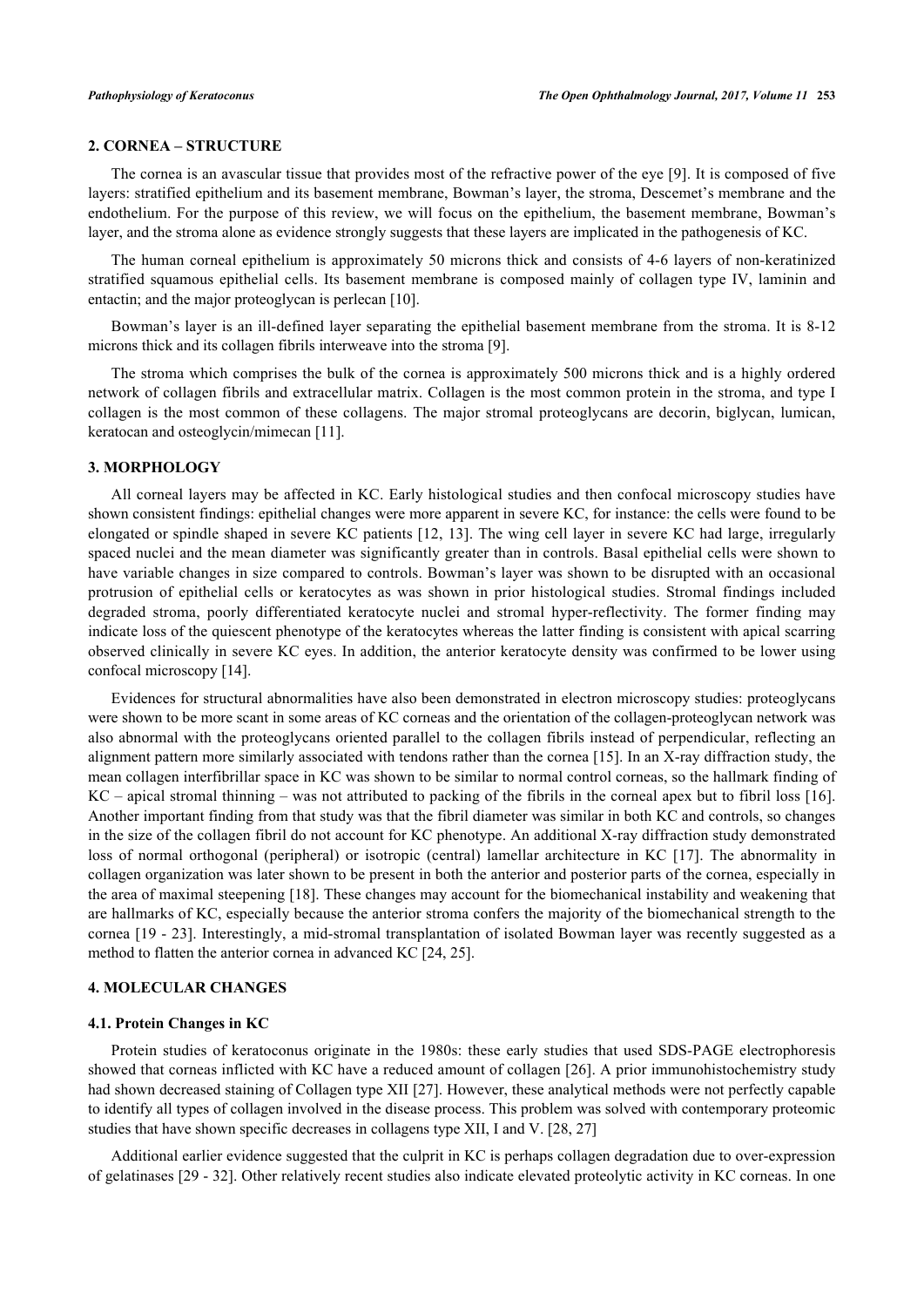## 2. CORNEA – STRUCTURE

The cornea is an avascular tissue that provides most of the refractive power of the eye [9]. It is composed of five layers: stratified epithelium and its basement membrane, Bowman's layer, the stroma, Descemet's membrane and the endothelium. For the purpose of this review, we will focus on the epithelium, the basement membrane, Bowman's layer, and the stroma alone as evidence strongly suggests that these layers are implicated in the pathogenesis of KC.

The human corneal epithelium is approximately 50 microns thick and consists of 4-6 layers of non-keratinized stratified squamous epithelial cells. Its basement membrane is composed mainly of collagen type IV, laminin and entactin; and the major proteoglycan is perlecan [10].

Bowman's layer is an ill-defined layer separating the epithelial basement membrane from the stroma. It is 8-12 microns thick and its collagen fibrils interweave into the stroma [9].

The stroma which comprises the bulk of the cornea is approximately 500 microns thick and is a highly ordered network of collagen fibrils and extracellular matrix. Collagen is the most common protein in the stroma, and type I collagen is the most common of these collagens. The major stromal proteoglycans are decorin, biglycan, lumican, keratocan and osteoglycin/mimecan [11].

## 3. MORPHOLOGY

All corneal layers may be affected in KC. Early histological studies and then confocal microscopy studies have shown consistent findings: epithelial changes were more apparent in severe KC, for instance: the cells were found to be elongated or spindle shaped in severe KC patients [12, 13]. The wing cell layer in severe KC had large, irregularly spaced nuclei and the mean diameter was significantly greater than in controls. Basal epithelial cells were shown to have variable changes in size compared to controls. Bowman's layer was shown to be disrupted with an occasional protrusion of epithelial cells or keratocytes as was shown in prior histological studies. Stromal findings included degraded stroma, poorly differentiated keratocyte nuclei and stromal hyper-reflectivity. The former finding may indicate loss of the quiescent phenotype of the keratocytes whereas the latter finding is consistent with apical scarring observed clinically in severe KC eyes. In addition, the anterior keratocyte density was confirmed to be lower using confocal microscopy [14].

Evidences for structural abnormalities have also been demonstrated in electron microscopy studies: proteoglycans were shown to be more scant in some areas of KC corneas and the orientation of the collagen-proteoglycan network was also abnormal with the proteoglycans oriented parallel to the collagen fibrils instead of perpendicular, reflecting an alignment pattern more similarly associated with tendons rather than the cornea [15]. In an X-ray diffraction study, the mean collagen interfibrillar space in KC was shown to be similar to normal control corneas, so the hallmark finding of KC – apical stromal thinning – was not attributed to packing of the fibrils in the corneal apex but to fibril loss [16]. Another important finding from that study was that the fibril diameter was similar in both KC and controls, so changes in the size of the collagen fibril do not account for KC phenotype. An additional X-ray diffraction study demonstrated loss of normal orthogonal (peripheral) or isotropic (central) lamellar architecture in KC [17]. The abnormality in collagen organization was later shown to be present in both the anterior and posterior parts of the cornea, especially in the area of maximal steepening [18]. These changes may account for the biomechanical instability and weakening that are hallmarks of KC, especially because the anterior stroma confers the majority of the biomechanical strength to the cornea [19 - 23]. Interestingly, a mid-stromal transplantation of isolated Bowman layer was recently suggested as a method to flatten the anterior cornea in advanced KC [24, 25].

## 4. MOLECULAR CHANGES

### 4.1. Protein Changes in KC

Protein studies of keratoconus originate in the 1980s: these early studies that used SDS-PAGE electrophoresis showed that corneas inflicted with KC have a reduced amount of collagen [26]. A prior immunohistochemistry study had shown decreased staining of Collagen type XII [27]. However, these analytical methods were not perfectly capable to identify all types of collagen involved in the disease process. This problem was solved with contemporary proteomic studies that have shown specific decreases in collagens type XII, I and V. [28, 27]

Additional earlier evidence suggested that the culprit in KC is perhaps collagen degradation due to over-expression of gelatinases [29 - 32]. Other relatively recent studies also indicate elevated proteolytic activity in KC corneas. In one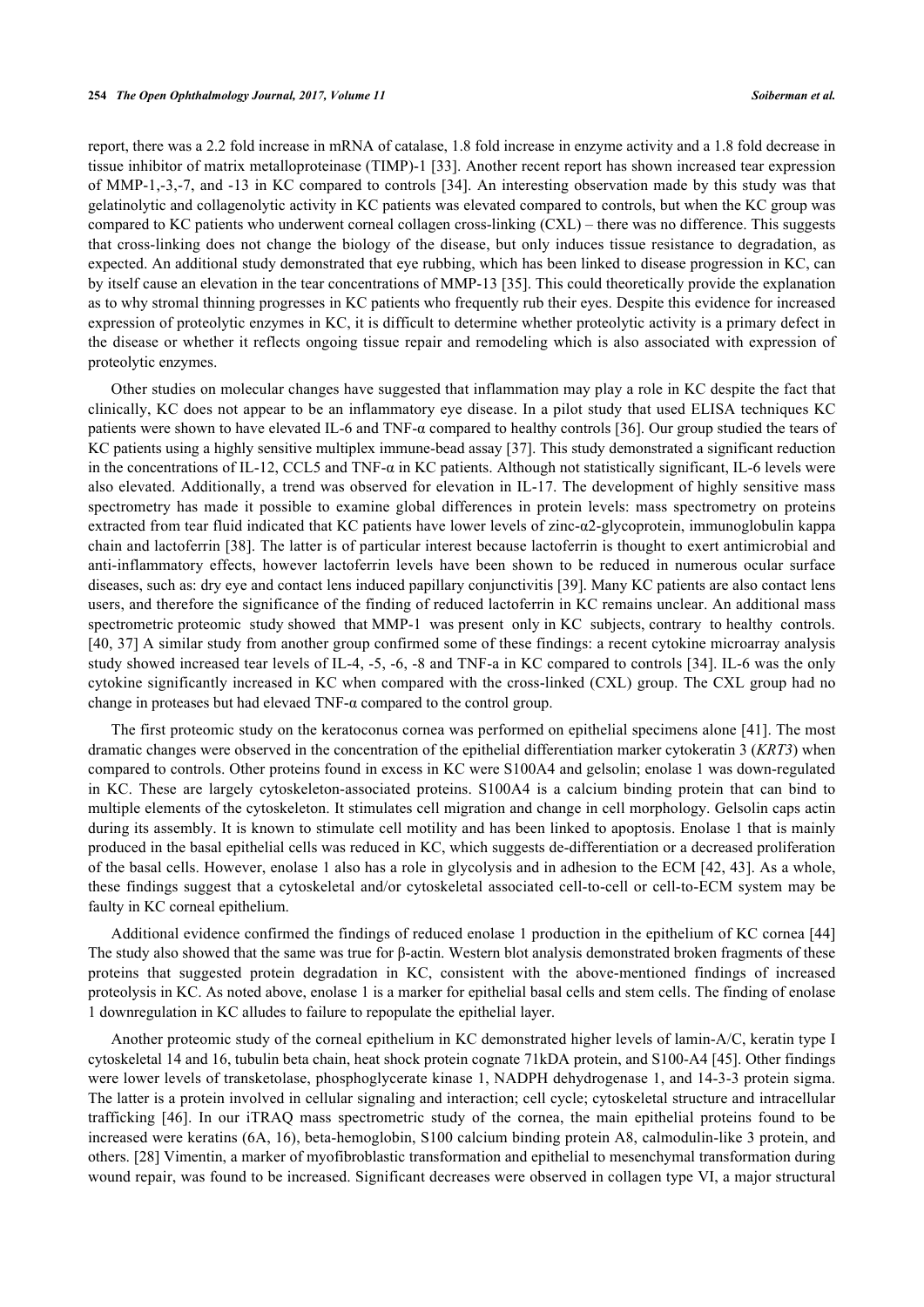report, there was a 2.2 fold increase in mRNA of catalase, 1.8 fold increase in enzyme activity and a 1.8 fold decrease in tissue inhibitor of matrix metalloproteinase (TIMP)-1 [33]. Another recent report has shown increased tear expression of MMP-1,-3,-7, and -13 in KC compared to controls [34]. An interesting observation made by this study was that gelatinolytic and collagenolytic activity in KC patients was elevated compared to controls, but when the KC group was compared to KC patients who underwent corneal collagen cross-linking (CXL) – there was no difference. This suggests that cross-linking does not change the biology of the disease, but only induces tissue resistance to degradation, as expected. An additional study demonstrated that eye rubbing, which has been linked to disease progression in KC, can by itself cause an elevation in the tear concentrations of MMP-13 [35]. This could theoretically provide the explanation as to why stromal thinning progresses in KC patients who frequently rub their eyes. Despite this evidence for increased expression of proteolytic enzymes in KC, it is difficult to determine whether proteolytic activity is a primary defect in the disease or whether it reflects ongoing tissue repair and remodeling which is also associated with expression of proteolytic enzymes.

Other studies on molecular changes have suggested that inflammation may play a role in KC despite the fact that clinically, KC does not appear to be an inflammatory eye disease. In a pilot study that used ELISA techniques KC patients were shown to have elevated IL-6 and TNF-α compared to healthy controls [36]. Our group studied the tears of KC patients using a highly sensitive multiplex immune-bead assay [37]. This study demonstrated a significant reduction in the concentrations of IL-12, CCL5 and TNF-α in KC patients. Although not statistically significant, IL-6 levels were also elevated. Additionally, a trend was observed for elevation in IL-17. The development of highly sensitive mass spectrometry has made it possible to examine global differences in protein levels: mass spectrometry on proteins extracted from tear fluid indicated that KC patients have lower levels of zinc-α2-glycoprotein, immunoglobulin kappa chain and lactoferrin [38]. The latter is of particular interest because lactoferrin is thought to exert antimicrobial and anti-inflammatory effects, however lactoferrin levels have been shown to be reduced in numerous ocular surface diseases, such as: dry eye and contact lens induced papillary conjunctivitis [39]. Many KC patients are also contact lens users, and therefore the significance of the finding of reduced lactoferrin in KC remains unclear. An additional mass spectrometric proteomic study showed that MMP-1 was present only in KC subjects, contrary to healthy controls. [40, 37] A similar study from another group confirmed some of these findings: a recent cytokine microarray analysis study showed increased tear levels of IL-4, -5, -6, -8 and TNF-a in KC compared to controls [34]. IL-6 was the only cytokine significantly increased in KC when compared with the cross-linked (CXL) group. The CXL group had no change in proteases but had elevaed TNF-α compared to the control group.

The first proteomic study on the keratoconus cornea was performed on epithelial specimens alone [41]. The most dramatic changes were observed in the concentration of the epithelial differentiation marker cytokeratin 3 (*KRT3*) when compared to controls. Other proteins found in excess in KC were S100A4 and gelsolin; enolase 1 was down-regulated in KC. These are largely cytoskeleton-associated proteins. S100A4 is a calcium binding protein that can bind to multiple elements of the cytoskeleton. It stimulates cell migration and change in cell morphology. Gelsolin caps actin during its assembly. It is known to stimulate cell motility and has been linked to apoptosis. Enolase 1 that is mainly produced in the basal epithelial cells was reduced in KC, which suggests de-differentiation or a decreased proliferation of the basal cells. However, enolase 1 also has a role in glycolysis and in adhesion to the ECM [42, 43]. As a whole, these findings suggest that a cytoskeletal and/or cytoskeletal associated cell-to-cell or cell-to-ECM system may be faulty in KC corneal epithelium.

Additional evidence confirmed the findings of reduced enolase 1 production in the epithelium of KC cornea [44] The study also showed that the same was true for β-actin. Western blot analysis demonstrated broken fragments of these proteins that suggested protein degradation in KC, consistent with the above-mentioned findings of increased proteolysis in KC. As noted above, enolase 1 is a marker for epithelial basal cells and stem cells. The finding of enolase 1 downregulation in KC alludes to failure to repopulate the epithelial layer.

Another proteomic study of the corneal epithelium in KC demonstrated higher levels of lamin-A/C, keratin type I cytoskeletal 14 and 16, tubulin beta chain, heat shock protein cognate 71kDA protein, and S100-A4 [45]. Other findings were lower levels of transketolase, phosphoglycerate kinase 1, NADPH dehydrogenase 1, and 14-3-3 protein sigma. The latter is a protein involved in cellular signaling and interaction; cell cycle; cytoskeletal structure and intracellular trafficking [46]. In our iTRAQ mass spectrometric study of the cornea, the main epithelial proteins found to be increased were keratins (6A, 16), beta-hemoglobin, S100 calcium binding protein A8, calmodulin-like 3 protein, and others. [28] Vimentin, a marker of myofibroblastic transformation and epithelial to mesenchymal transformation during wound repair, was found to be increased. Significant decreases were observed in collagen type VI, a major structural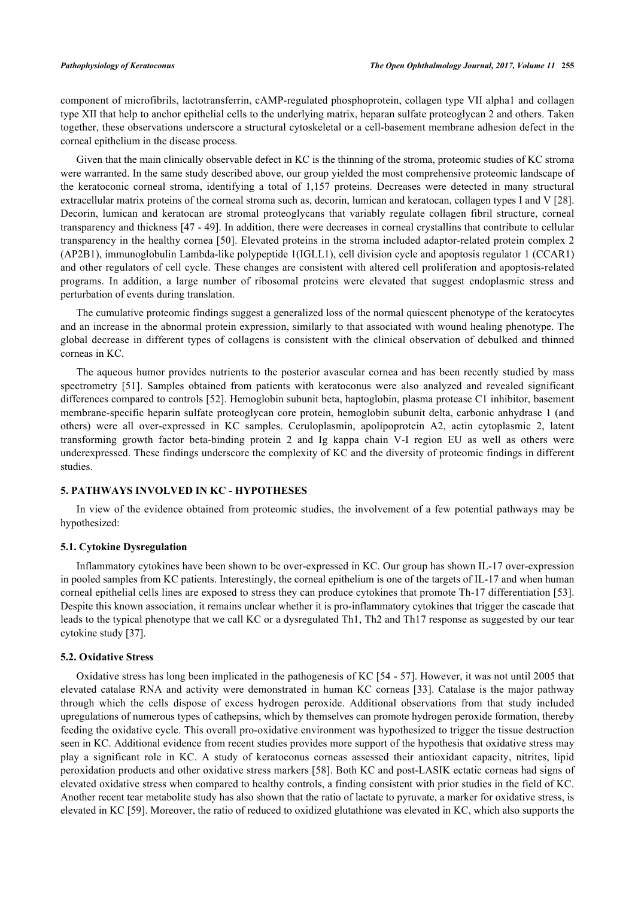component of microfibrils, lactotransferrin, cAMP-regulated phosphoprotein, collagen type VII alpha1 and collagen type XII that help to anchor epithelial cells to the underlying matrix, heparan sulfate proteoglycan 2 and others. Taken together, these observations underscore a structural cytoskeletal or a cell-basement membrane adhesion defect in the corneal epithelium in the disease process.

Given that the main clinically observable defect in KC is the thinning of the stroma, proteomic studies of KC stroma were warranted. In the same study described above, our group yielded the most comprehensive proteomic landscape of the keratoconic corneal stroma, identifying a total of 1,157 proteins. Decreases were detected in many structural extracellular matrix proteins of the corneal stroma such as, decorin, lumican and keratocan, collagen types I and V [28]. Decorin, lumican and keratocan are stromal proteoglycans that variably regulate collagen fibril structure, corneal transparency and thickness [47 - 49]. In addition, there were decreases in corneal crystallins that contribute to cellular transparency in the healthy cornea [50]. Elevated proteins in the stroma included adaptor-related protein complex 2 (AP2B1), immunoglobulin Lambda-like polypeptide 1(IGLL1), cell division cycle and apoptosis regulator 1 (CCAR1) and other regulators of cell cycle. These changes are consistent with altered cell proliferation and apoptosis-related programs. In addition, a large number of ribosomal proteins were elevated that suggest endoplasmic stress and perturbation of events during translation.

The cumulative proteomic findings suggest a generalized loss of the normal quiescent phenotype of the keratocytes and an increase in the abnormal protein expression, similarly to that associated with wound healing phenotype. The global decrease in different types of collagens is consistent with the clinical observation of debulked and thinned corneas in KC.

The aqueous humor provides nutrients to the posterior avascular cornea and has been recently studied by mass spectrometry [51]. Samples obtained from patients with keratoconus were also analyzed and revealed significant differences compared to controls [52]. Hemoglobin subunit beta, haptoglobin, plasma protease C1 inhibitor, basement membrane-specific heparin sulfate proteoglycan core protein, hemoglobin subunit delta, carbonic anhydrase 1 (and others) were all over-expressed in KC samples. Ceruloplasmin, apolipoprotein A2, actin cytoplasmic 2, latent transforming growth factor beta-binding protein 2 and Ig kappa chain V-I region EU as well as others were underexpressed. These findings underscore the complexity of KC and the diversity of proteomic findings in different studies.

## 5. PATHWAYS INVOLVED IN KC - HYPOTHESES

In view of the evidence obtained from proteomic studies, the involvement of a few potential pathways may be hypothesized:

### 5.1. Cytokine Dysregulation

Inflammatory cytokines have been shown to be over-expressed in KC. Our group has shown IL-17 over-expression in pooled samples from KC patients. Interestingly, the corneal epithelium is one of the targets of IL-17 and when human corneal epithelial cells lines are exposed to stress they can produce cytokines that promote Th-17 differentiation [53]. Despite this known association, it remains unclear whether it is pro-inflammatory cytokines that trigger the cascade that leads to the typical phenotype that we call KC or a dysregulated Th1, Th2 and Th17 response as suggested by our tear cytokine study [37].

### 5.2. Oxidative Stress

Oxidative stress has long been implicated in the pathogenesis of KC [54 - 57]. However, it was not until 2005 that elevated catalase RNA and activity were demonstrated in human KC corneas [33]. Catalase is the major pathway through which the cells dispose of excess hydrogen peroxide. Additional observations from that study included upregulations of numerous types of cathepsins, which by themselves can promote hydrogen peroxide formation, thereby feeding the oxidative cycle. This overall pro-oxidative environment was hypothesized to trigger the tissue destruction seen in KC. Additional evidence from recent studies provides more support of the hypothesis that oxidative stress may play a significant role in KC. A study of keratoconus corneas assessed their antioxidant capacity, nitrites, lipid peroxidation products and other oxidative stress markers [58]. Both KC and post-LASIK ectatic corneas had signs of elevated oxidative stress when compared to healthy controls, a finding consistent with prior studies in the field of KC. Another recent tear metabolite study has also shown that the ratio of lactate to pyruvate, a marker for oxidative stress, is elevated in KC [59]. Moreover, the ratio of reduced to oxidized glutathione was elevated in KC, which also supports the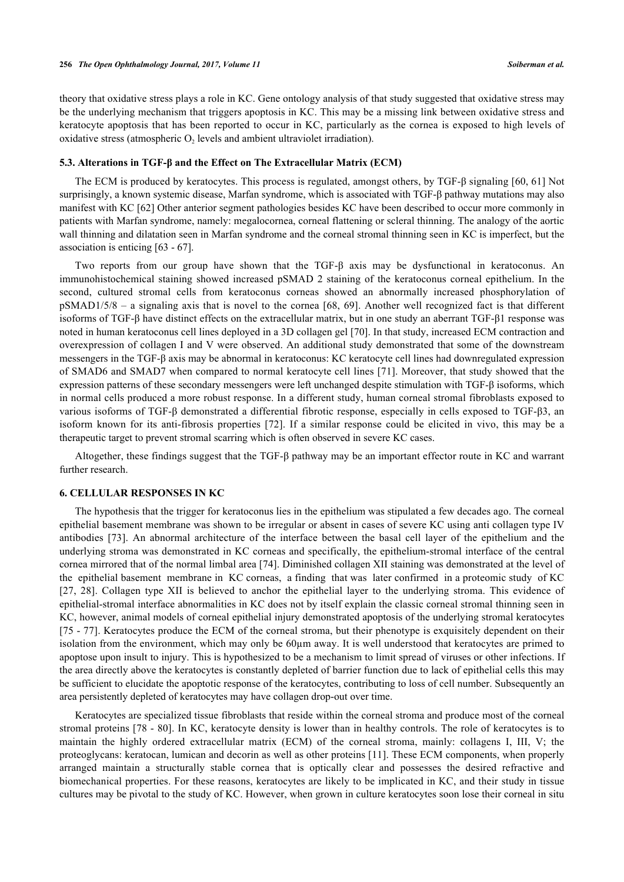theory that oxidative stress plays a role in KC. Gene ontology analysis of that study suggested that oxidative stress may be the underlying mechanism that triggers apoptosis in KC. This may be a missing link between oxidative stress and keratocyte apoptosis that has been reported to occur in KC, particularly as the cornea is exposed to high levels of oxidative stress (atmospheric $O_2$ levels and ambient ultraviolet irradiation).

### 5.3. Alterations in TGF-β and the Effect on The Extracellular Matrix (ECM)

The ECM is produced by keratocytes. This process is regulated, amongst others, by TGF-β signaling [60, 61] Not surprisingly, a known systemic disease, Marfan syndrome, which is associated with TGF-β pathway mutations may also manifest with KC [62] Other anterior segment pathologies besides KC have been described to occur more commonly in patients with Marfan syndrome, namely: megalocornea, corneal flattening or scleral thinning. The analogy of the aortic wall thinning and dilatation seen in Marfan syndrome and the corneal stromal thinning seen in KC is imperfect, but the association is enticing [63 - 67].

Two reports from our group have shown that the TGF-β axis may be dysfunctional in keratoconus. An immunohistochemical staining showed increased pSMAD 2 staining of the keratoconus corneal epithelium. In the second, cultured stromal cells from keratoconus corneas showed an abnormally increased phosphorylation of pSMAD1/5/8 – a signaling axis that is novel to the cornea [68, 69]. Another well recognized fact is that different isoforms of TGF-β have distinct effects on the extracellular matrix, but in one study an aberrant TGF-β1 response was noted in human keratoconus cell lines deployed in a 3D collagen gel [70]. In that study, increased ECM contraction and overexpression of collagen I and V were observed. An additional study demonstrated that some of the downstream messengers in the TGF-β axis may be abnormal in keratoconus: KC keratocyte cell lines had downregulated expression of SMAD6 and SMAD7 when compared to normal keratocyte cell lines [71]. Moreover, that study showed that the expression patterns of these secondary messengers were left unchanged despite stimulation with TGF-β isoforms, which in normal cells produced a more robust response. In a different study, human corneal stromal fibroblasts exposed to various isoforms of TGF-β demonstrated a differential fibrotic response, especially in cells exposed to TGF-β3, an isoform known for its anti-fibrosis properties [72]. If a similar response could be elicited in vivo, this may be a therapeutic target to prevent stromal scarring which is often observed in severe KC cases.

Altogether, these findings suggest that the TGF-β pathway may be an important effector route in KC and warrant further research.

## 6. CELLULAR RESPONSES IN KC

The hypothesis that the trigger for keratoconus lies in the epithelium was stipulated a few decades ago. The corneal epithelial basement membrane was shown to be irregular or absent in cases of severe KC using anti collagen type IV antibodies [73]. An abnormal architecture of the interface between the basal cell layer of the epithelium and the underlying stroma was demonstrated in KC corneas and specifically, the epithelium-stromal interface of the central cornea mirrored that of the normal limbal area [74]. Diminished collagen XII staining was demonstrated at the level of the epithelial basement membrane in KC corneas, a finding that was later confirmed in a proteomic study of KC [27, 28]. Collagen type XII is believed to anchor the epithelial layer to the underlying stroma. This evidence of epithelial-stromal interface abnormalities in KC does not by itself explain the classic corneal stromal thinning seen in KC, however, animal models of corneal epithelial injury demonstrated apoptosis of the underlying stromal keratocytes [75 - 77]. Keratocytes produce the ECM of the corneal stroma, but their phenotype is exquisitely dependent on their isolation from the environment, which may only be 60µm away. It is well understood that keratocytes are primed to apoptose upon insult to injury. This is hypothesized to be a mechanism to limit spread of viruses or other infections. If the area directly above the keratocytes is constantly depleted of barrier function due to lack of epithelial cells this may be sufficient to elucidate the apoptotic response of the keratocytes, contributing to loss of cell number. Subsequently an area persistently depleted of keratocytes may have collagen drop-out over time.

Keratocytes are specialized tissue fibroblasts that reside within the corneal stroma and produce most of the corneal stromal proteins [78 - 80]. In KC, keratocyte density is lower than in healthy controls. The role of keratocytes is to maintain the highly ordered extracellular matrix (ECM) of the corneal stroma, mainly: collagens I, III, V; the proteoglycans: keratocan, lumican and decorin as well as other proteins [11]. These ECM components, when properly arranged maintain a structurally stable cornea that is optically clear and possesses the desired refractive and biomechanical properties. For these reasons, keratocytes are likely to be implicated in KC, and their study in tissue cultures may be pivotal to the study of KC. However, when grown in culture keratocytes soon lose their corneal in situ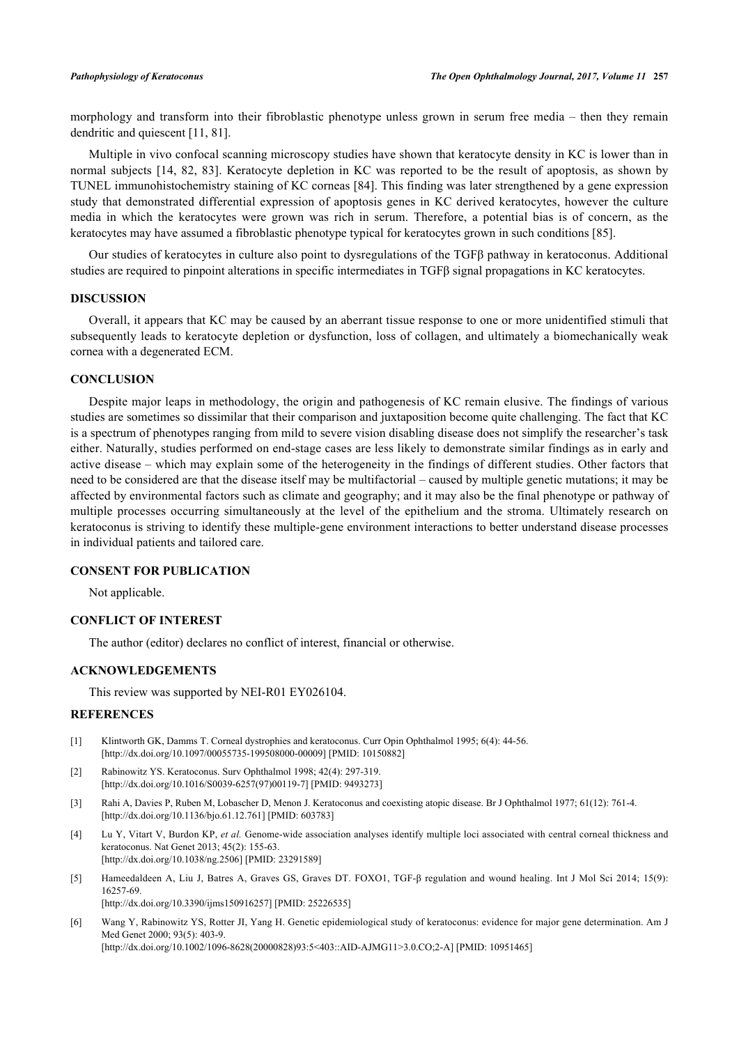morphology and transform into their fibroblastic phenotype unless grown in serum free media – then they remain dendritic and quiescent [11, 81].

Multiple in vivo confocal scanning microscopy studies have shown that keratocyte density in KC is lower than in normal subjects [14, 82, 83]. Keratocyte depletion in KC was reported to be the result of apoptosis, as shown by TUNEL immunohistochemistry staining of KC corneas [84]. This finding was later strengthened by a gene expression study that demonstrated differential expression of apoptosis genes in KC derived keratocytes, however the culture media in which the keratocytes were grown was rich in serum. Therefore, a potential bias is of concern, as the keratocytes may have assumed a fibroblastic phenotype typical for keratocytes grown in such conditions [85].

Our studies of keratocytes in culture also point to dysregulations of the TGFβ pathway in keratoconus. Additional studies are required to pinpoint alterations in specific intermediates in TGFβ signal propagations in KC keratocytes.

## DISCUSSION

Overall, it appears that KC may be caused by an aberrant tissue response to one or more unidentified stimuli that subsequently leads to keratocyte depletion or dysfunction, loss of collagen, and ultimately a biomechanically weak cornea with a degenerated ECM.

## CONCLUSION

Despite major leaps in methodology, the origin and pathogenesis of KC remain elusive. The findings of various studies are sometimes so dissimilar that their comparison and juxtaposition become quite challenging. The fact that KC is a spectrum of phenotypes ranging from mild to severe vision disabling disease does not simplify the researcher's task either. Naturally, studies performed on end-stage cases are less likely to demonstrate similar findings as in early and active disease – which may explain some of the heterogeneity in the findings of different studies. Other factors that need to be considered are that the disease itself may be multifactorial – caused by multiple genetic mutations; it may be affected by environmental factors such as climate and geography; and it may also be the final phenotype or pathway of multiple processes occurring simultaneously at the level of the epithelium and the stroma. Ultimately research on keratoconus is striving to identify these multiple-gene environment interactions to better understand disease processes in individual patients and tailored care.

## CONSENT FOR PUBLICATION

Not applicable.

## CONFLICT OF INTEREST

The author (editor) declares no conflict of interest, financial or otherwise.

## ACKNOWLEDGEMENTS

This review was supported by NEI-R01 EY026104.

## REFERENCES

[1] Klintworth GK, Damms T. Corneal dystrophies and keratoconus. Curr Opin Ophthalmol 1995; 6(4): 44-56. [http://dx.doi.org/10.1097/00055735-199508000-00009] [PMID: 10150882]

[2] Rabinowitz YS. Keratoconus. Surv Ophthalmol 1998; 42(4): 297-319. [http://dx.doi.org/10.1016/S0039-6257(97)00119-7] [PMID: 9493273]

[3] Rahi A, Davies P, Ruben M, Lobascher D, Menon J. Keratoconus and coexisting atopic disease. Br J Ophthalmol 1977; 61(12): 761-4. [http://dx.doi.org/10.1136/bjo.61.12.761] [PMID: 603783]

[4] Lu Y, Vitart V, Burdon KP, *et al.* Genome-wide association analyses identify multiple loci associated with central corneal thickness and keratoconus. Nat Genet 2013; 45(2): 155-63. [http://dx.doi.org/10.1038/ng.2506] [PMID: 23291589]

[5] Hameedaldeen A, Liu J, Batres A, Graves GS, Graves DT. FOXO1, TGF-β regulation and wound healing. Int J Mol Sci 2014; 15(9): 16257-69. [http://dx.doi.org/10.3390/ijms150916257] [PMID: 25226535]

[6] Wang Y, Rabinowitz YS, Rotter JI, Yang H. Genetic epidemiological study of keratoconus: evidence for major gene determination. Am J Med Genet 2000; 93(5): 403-9. [http://dx.doi.org/10.1002/1096-8628(20000828)93:5<403::AID-AJMG11>3.0.CO;2-A] [PMID: 10951465]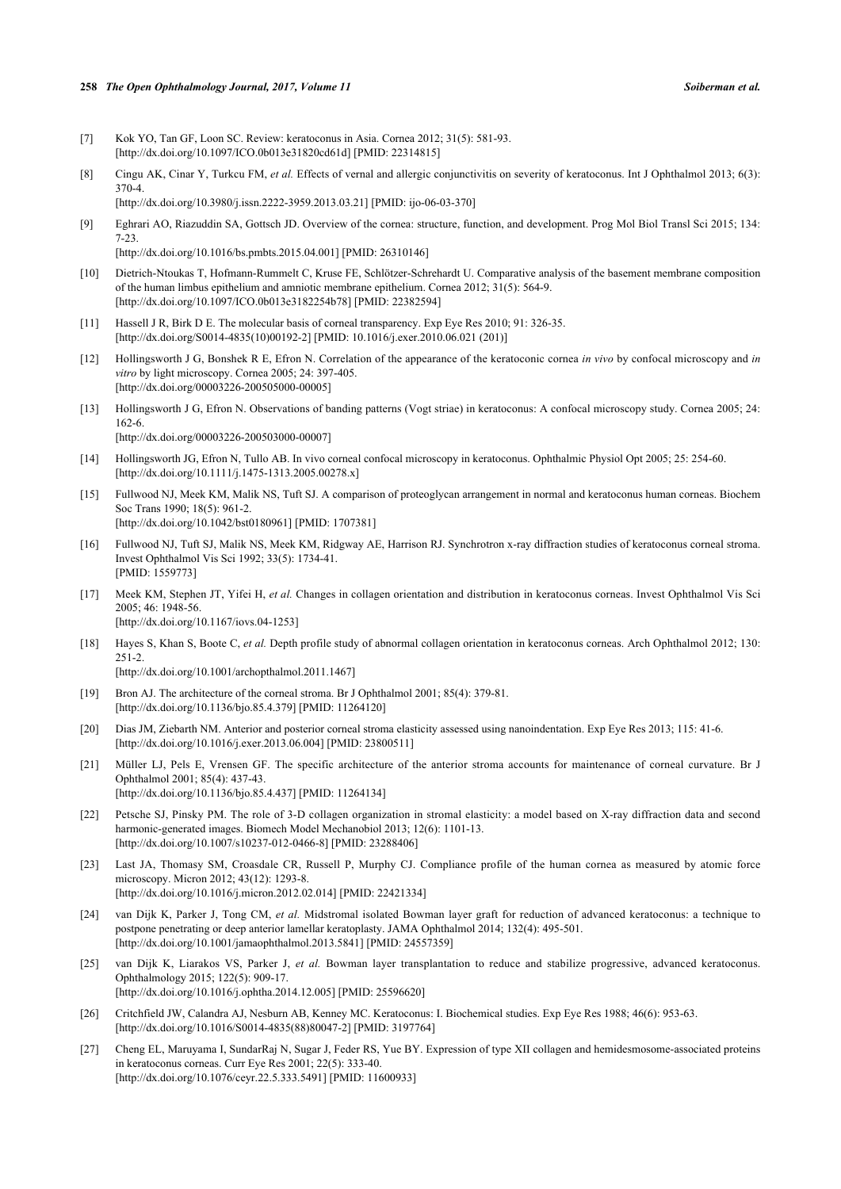[7] Kok YO, Tan GF, Loon SC. Review: keratoconus in Asia. Cornea 2012; 31(5): 581-93.
[http://dx.doi.org/10.1097/ICO.0b013e31820cd61d] [PMID: 22314815]

[8] Cingu AK, Cinar Y, Turkcu FM, *et al.* Effects of vernal and allergic conjunctivitis on severity of keratoconus. Int J Ophthalmol 2013; 6(3): 370-4.
[http://dx.doi.org/10.3980/j.issn.2222-3959.2013.03.21] [PMID: ijo-06-03-370]

[9] Eghrari AO, Riazuddin SA, Gottsch JD. Overview of the cornea: structure, function, and development. Prog Mol Biol Transl Sci 2015; 134: 7-23.
[http://dx.doi.org/10.1016/bs.pmbts.2015.04.001] [PMID: 26310146]

[10] Dietrich-Ntoukas T, Hofmann-Rummelt C, Kruse FE, Schlötzer-Schrehardt U. Comparative analysis of the basement membrane composition of the human limbus epithelium and amniotic membrane epithelium. Cornea 2012; 31(5): 564-9.
[http://dx.doi.org/10.1097/ICO.0b013e3182254b78] [PMID: 22382594]

[11] Hassell J R, Birk D E. The molecular basis of corneal transparency. Exp Eye Res 2010; 91: 326-35.
[http://dx.doi.org/S0014-4835(10)00192-2] [PMID: 10.1016/j.exer.2010.06.021 (201)]

[12] Hollingsworth J G, Bonshek R E, Efron N. Correlation of the appearance of the keratoconic cornea *in vivo* by confocal microscopy and *in vitro* by light microscopy. Cornea 2005; 24: 397-405.
[http://dx.doi.org/00003226-200505000-00005]

[13] Hollingsworth J G, Efron N. Observations of banding patterns (Vogt striae) in keratoconus: A confocal microscopy study. Cornea 2005; 24: 162-6.
[http://dx.doi.org/00003226-200503000-00007]

[14] Hollingsworth JG, Efron N, Tullo AB. In vivo corneal confocal microscopy in keratoconus. Ophthalmic Physiol Opt 2005; 25: 254-60.
[http://dx.doi.org/10.1111/j.1475-1313.2005.00278.x]

[15] Fullwood NJ, Meek KM, Malik NS, Tuft SJ. A comparison of proteoglycan arrangement in normal and keratoconus human corneas. Biochem Soc Trans 1990; 18(5): 961-2.
[http://dx.doi.org/10.1042/bst0180961] [PMID: 1707381]

[16] Fullwood NJ, Tuft SJ, Malik NS, Meek KM, Ridgway AE, Harrison RJ. Synchrotron x-ray diffraction studies of keratoconus corneal stroma. Invest Ophthalmol Vis Sci 1992; 33(5): 1734-41.
[PMID: 1559773]

[17] Meek KM, Stephen JT, Yifei H, *et al.* Changes in collagen orientation and distribution in keratoconus corneas. Invest Ophthalmol Vis Sci 2005; 46: 1948-56.
[http://dx.doi.org/10.1167/iovs.04-1253]

[18] Hayes S, Khan S, Boote C, *et al.* Depth profile study of abnormal collagen orientation in keratoconus corneas. Arch Ophthalmol 2012; 130: 251-2.
[http://dx.doi.org/10.1001/archopthalmol.2011.1467]

[19] Bron AJ. The architecture of the corneal stroma. Br J Ophthalmol 2001; 85(4): 379-81.
[http://dx.doi.org/10.1136/bjo.85.4.379] [PMID: 11264120]

[20] Dias JM, Ziebarth NM. Anterior and posterior corneal stroma elasticity assessed using nanoindentation. Exp Eye Res 2013; 115: 41-6.
[http://dx.doi.org/10.1016/j.exer.2013.06.004] [PMID: 23800511]

[21] Müller LJ, Pels E, Vrensen GF. The specific architecture of the anterior stroma accounts for maintenance of corneal curvature. Br J Ophthalmol 2001; 85(4): 437-43.
[http://dx.doi.org/10.1136/bjo.85.4.437] [PMID: 11264134]

[22] Petsche SJ, Pinsky PM. The role of 3-D collagen organization in stromal elasticity: a model based on X-ray diffraction data and second harmonic-generated images. Biomech Model Mechanobiol 2013; 12(6): 1101-13.
[http://dx.doi.org/10.1007/s10237-012-0466-8] [PMID: 23288406]

[23] Last JA, Thomasy SM, Croasdale CR, Russell P, Murphy CJ. Compliance profile of the human cornea as measured by atomic force microscopy. Micron 2012; 43(12): 1293-8.
[http://dx.doi.org/10.1016/j.micron.2012.02.014] [PMID: 22421334]

[24] van Dijk K, Parker J, Tong CM, *et al.* Midstromal isolated Bowman layer graft for reduction of advanced keratoconus: a technique to postpone penetrating or deep anterior lamellar keratoplasty. JAMA Ophthalmol 2014; 132(4): 495-501.
[http://dx.doi.org/10.1001/jamaophthalmol.2013.5841] [PMID: 24557359]

[25] van Dijk K, Liarakos VS, Parker J, *et al.* Bowman layer transplantation to reduce and stabilize progressive, advanced keratoconus. Ophthalmology 2015; 122(5): 909-17.
[http://dx.doi.org/10.1016/j.ophtha.2014.12.005] [PMID: 25596620]

[26] Critchfield JW, Calandra AJ, Nesburn AB, Kenney MC. Keratoconus: I. Biochemical studies. Exp Eye Res 1988; 46(6): 953-63.
[http://dx.doi.org/10.1016/S0014-4835(88)80047-2] [PMID: 3197764]

[27] Cheng EL, Maruyama I, SundarRaj N, Sugar J, Feder RS, Yue BY. Expression of type XII collagen and hemidesmosome-associated proteins in keratoconus corneas. Curr Eye Res 2001; 22(5): 333-40.
[http://dx.doi.org/10.1076/ceyr.22.5.333.5491] [PMID: 11600933]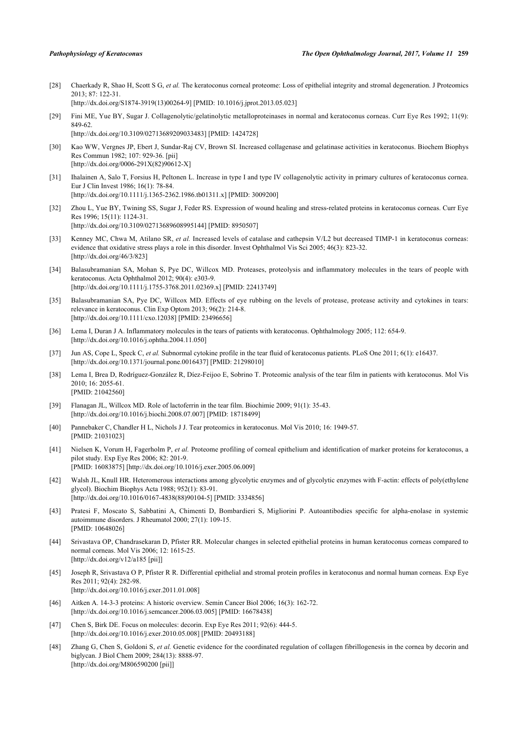[28] Chaerkady R, Shao H, Scott S G, *et al.* The keratoconus corneal proteome: Loss of epithelial integrity and stromal degeneration. J Proteomics 2013; 87: 122-31.
[http://dx.doi.org/S1874-3919(13)00264-9] [PMID: 10.1016/j.jprot.2013.05.023]

[29] Fini ME, Yue BY, Sugar J. Collagenolytic/gelatinolytic metalloproteinases in normal and keratoconus corneas. Curr Eye Res 1992; 11(9): 849-62.
[http://dx.doi.org/10.3109/02713689209033483] [PMID: 1424728]

[30] Kao WW, Vergnes JP, Ebert J, Sundar-Raj CV, Brown SI. Increased collagenase and gelatinase activities in keratoconus. Biochem Biophys Res Commun 1982; 107: 929-36. [pii]
[http://dx.doi.org/0006-291X(82)90612-X]

[31] Ihalainen A, Salo T, Forsius H, Peltonen L. Increase in type I and type IV collagenolytic activity in primary cultures of keratoconus cornea. Eur J Clin Invest 1986; 16(1): 78-84.
[http://dx.doi.org/10.1111/j.1365-2362.1986.tb01311.x] [PMID: 3009200]

[32] Zhou L, Yue BY, Twining SS, Sugar J, Feder RS. Expression of wound healing and stress-related proteins in keratoconus corneas. Curr Eye Res 1996; 15(11): 1124-31.
[http://dx.doi.org/10.3109/02713689608995144] [PMID: 8950507]

[33] Kenney MC, Chwa M, Atilano SR, *et al.* Increased levels of catalase and cathepsin V/L2 but decreased TIMP-1 in keratoconus corneas: evidence that oxidative stress plays a role in this disorder. Invest Ophthalmol Vis Sci 2005; 46(3): 823-32.
[http://dx.doi.org/46/3/823]

[34] Balasubramanian SA, Mohan S, Pye DC, Willcox MD. Proteases, proteolysis and inflammatory molecules in the tears of people with keratoconus. Acta Ophthalmol 2012; 90(4): e303-9.
[http://dx.doi.org/10.1111/j.1755-3768.2011.02369.x] [PMID: 22413749]

[35] Balasubramanian SA, Pye DC, Willcox MD. Effects of eye rubbing on the levels of protease, protease activity and cytokines in tears: relevance in keratoconus. Clin Exp Optom 2013; 96(2): 214-8.
[http://dx.doi.org/10.1111/cxo.12038] [PMID: 23496656]

[36] Lema I, Duran J A. Inflammatory molecules in the tears of patients with keratoconus. Ophthalmology 2005; 112: 654-9.
[http://dx.doi.org/10.1016/j.ophtha.2004.11.050]

[37] Jun AS, Cope L, Speck C, *et al.* Subnormal cytokine profile in the tear fluid of keratoconus patients. PLoS One 2011; 6(1): e16437.
[http://dx.doi.org/10.1371/journal.pone.0016437] [PMID: 21298010]

[38] Lema I, Brea D, Rodríguez-González R, Díez-Feijoo E, Sobrino T. Proteomic analysis of the tear film in patients with keratoconus. Mol Vis 2010; 16: 2055-61.
[PMID: 21042560]

[39] Flanagan JL, Willcox MD. Role of lactoferrin in the tear film. Biochimie 2009; 91(1): 35-43.
[http://dx.doi.org/10.1016/j.biochi.2008.07.007] [PMID: 18718499]

[40] Pannebaker C, Chandler H L, Nichols J J. Tear proteomics in keratoconus. Mol Vis 2010; 16: 1949-57.
[PMID: 21031023]

[41] Nielsen K, Vorum H, Fagerholm P, *et al.* Proteome profiling of corneal epithelium and identification of marker proteins for keratoconus, a pilot study. Exp Eye Res 2006; 82: 201-9.
[PMID: 16083875] [http://dx.doi.org/10.1016/j.exer.2005.06.009]

[42] Walsh JL, Knull HR. Heteromerous interactions among glycolytic enzymes and of glycolytic enzymes with F-actin: effects of poly(ethylene glycol). Biochim Biophys Acta 1988; 952(1): 83-91.
[http://dx.doi.org/10.1016/0167-4838(88)90104-5] [PMID: 3334856]

[43] Pratesi F, Moscato S, Sabbatini A, Chimenti D, Bombardieri S, Migliorini P. Autoantibodies specific for alpha-enolase in systemic autoimmune disorders. J Rheumatol 2000; 27(1): 109-15.
[PMID: 10648026]

[44] Srivastava OP, Chandrasekaran D, Pfister RR. Molecular changes in selected epithelial proteins in human keratoconus corneas compared to normal corneas. Mol Vis 2006; 12: 1615-25.
[http://dx.doi.org/v12/a185 [pii]]

[45] Joseph R, Srivastava O P, Pfister R R. Differential epithelial and stromal protein profiles in keratoconus and normal human corneas. Exp Eye Res 2011; 92(4): 282-98.
[http://dx.doi.org/10.1016/j.exer.2011.01.008]

[46] Aitken A. 14-3-3 proteins: A historic overview. Semin Cancer Biol 2006; 16(3): 162-72.
[http://dx.doi.org/10.1016/j.semcancer.2006.03.005] [PMID: 16678438]

[47] Chen S, Birk DE. Focus on molecules: decorin. Exp Eye Res 2011; 92(6): 444-5.
[http://dx.doi.org/10.1016/j.exer.2010.05.008] [PMID: 20493188]

[48] Zhang G, Chen S, Goldoni S, *et al.* Genetic evidence for the coordinated regulation of collagen fibrillogenesis in the cornea by decorin and biglycan. J Biol Chem 2009; 284(13): 8888-97.
[http://dx.doi.org/M806590200 [pii]]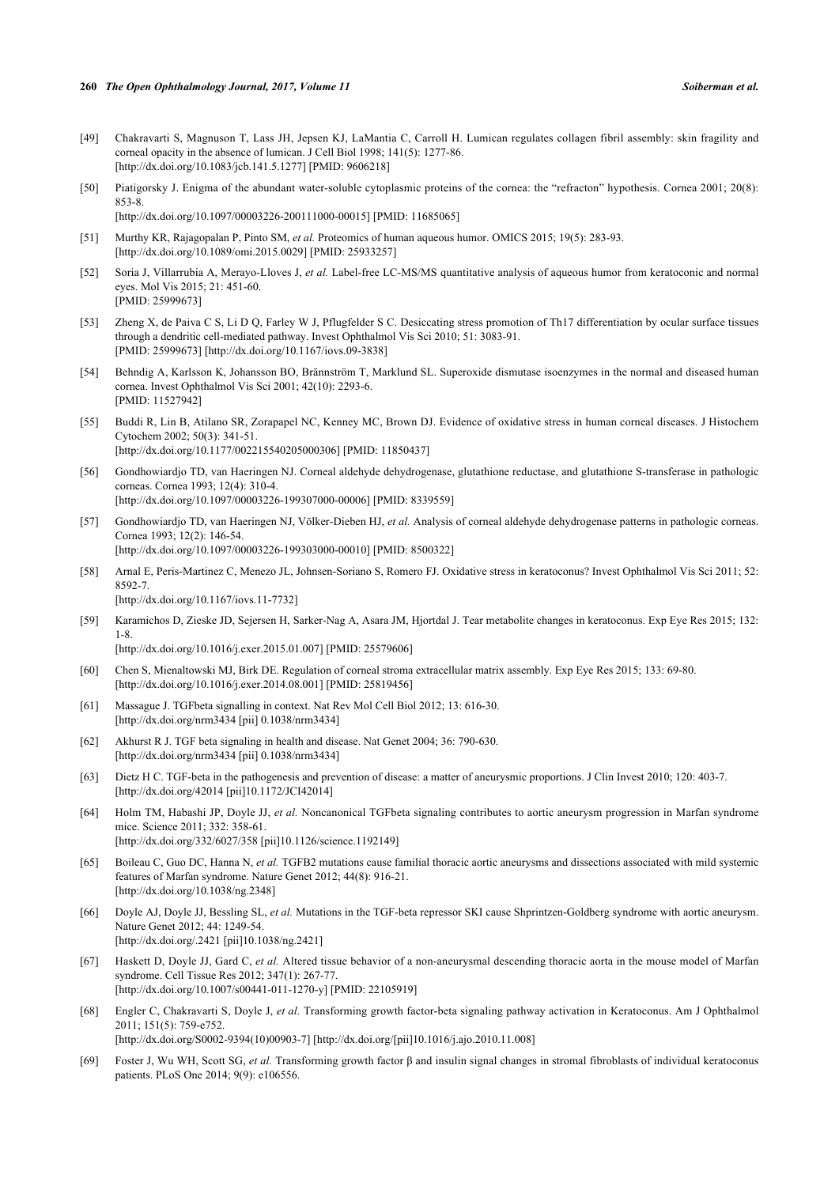[49] Chakravarti S, Magnuson T, Lass JH, Jepsen KJ, LaMantia C, Carroll H. Lumican regulates collagen fibril assembly: skin fragility and corneal opacity in the absence of lumican. J Cell Biol 1998; 141(5): 1277-86.
[http://dx.doi.org/10.1083/jcb.141.5.1277] [PMID: 9606218]

[50] Piatigorsky J. Enigma of the abundant water-soluble cytoplasmic proteins of the cornea: the "refracton" hypothesis. Cornea 2001; 20(8): 853-8.
[http://dx.doi.org/10.1097/00003226-200111000-00015] [PMID: 11685065]

[51] Murthy KR, Rajagopalan P, Pinto SM, *et al.* Proteomics of human aqueous humor. OMICS 2015; 19(5): 283-93.
[http://dx.doi.org/10.1089/omi.2015.0029] [PMID: 25933257]

[52] Soria J, Villarrubia A, Merayo-Lloves J, *et al.* Label-free LC-MS/MS quantitative analysis of aqueous humor from keratoconic and normal eyes. Mol Vis 2015; 21: 451-60.
[PMID: 25999673]

[53] Zheng X, de Paiva C S, Li D Q, Farley W J, Pflugfelder S C. Desiccating stress promotion of Th17 differentiation by ocular surface tissues through a dendritic cell-mediated pathway. Invest Ophthalmol Vis Sci 2010; 51: 3083-91.
[PMID: 25999673] [http://dx.doi.org/10.1167/iovs.09-3838]

[54] Behndig A, Karlsson K, Johansson BO, Brännström T, Marklund SL. Superoxide dismutase isoenzymes in the normal and diseased human cornea. Invest Ophthalmol Vis Sci 2001; 42(10): 2293-6.
[PMID: 11527942]

[55] Buddi R, Lin B, Atilano SR, Zorapapel NC, Kenney MC, Brown DJ. Evidence of oxidative stress in human corneal diseases. J Histochem Cytochem 2002; 50(3): 341-51.
[http://dx.doi.org/10.1177/002215540205000306] [PMID: 11850437]

[56] Gondhowiardjo TD, van Haeringen NJ. Corneal aldehyde dehydrogenase, glutathione reductase, and glutathione S-transferase in pathologic corneas. Cornea 1993; 12(4): 310-4.
[http://dx.doi.org/10.1097/00003226-199307000-00006] [PMID: 8339559]

[57] Gondhowiardjo TD, van Haeringen NJ, Völker-Dieben HJ, *et al.* Analysis of corneal aldehyde dehydrogenase patterns in pathologic corneas. Cornea 1993; 12(2): 146-54.
[http://dx.doi.org/10.1097/00003226-199303000-00010] [PMID: 8500322]

[58] Arnal E, Peris-Martinez C, Menezo JL, Johnsen-Soriano S, Romero FJ. Oxidative stress in keratoconus? Invest Ophthalmol Vis Sci 2011; 52: 8592-7.
[http://dx.doi.org/10.1167/iovs.11-7732]

[59] Karamichos D, Zieske JD, Sejersen H, Sarker-Nag A, Asara JM, Hjortdal J. Tear metabolite changes in keratoconus. Exp Eye Res 2015; 132: 1-8.
[http://dx.doi.org/10.1016/j.exer.2015.01.007] [PMID: 25579606]

[60] Chen S, Mienaltowski MJ, Birk DE. Regulation of corneal stroma extracellular matrix assembly. Exp Eye Res 2015; 133: 69-80.
[http://dx.doi.org/10.1016/j.exer.2014.08.001] [PMID: 25819456]

[61] Massague J. TGFbeta signalling in context. Nat Rev Mol Cell Biol 2012; 13: 616-30.
[http://dx.doi.org/nrm3434 [pii] 0.1038/nrm3434]

[62] Akhurst R J. TGF beta signaling in health and disease. Nat Genet 2004; 36: 790-630.
[http://dx.doi.org/nrm3434 [pii] 0.1038/nrm3434]

[63] Dietz H C. TGF-beta in the pathogenesis and prevention of disease: a matter of aneurysmic proportions. J Clin Invest 2010; 120: 403-7.
[http://dx.doi.org/42014 [pii]10.1172/JCI42014]

[64] Holm TM, Habashi JP, Doyle JJ, *et al.* Noncanonical TGFbeta signaling contributes to aortic aneurysm progression in Marfan syndrome mice. Science 2011; 332: 358-61.
[http://dx.doi.org/332/6027/358 [pii]10.1126/science.1192149]

[65] Boileau C, Guo DC, Hanna N, *et al.* TGFB2 mutations cause familial thoracic aortic aneurysms and dissections associated with mild systemic features of Marfan syndrome. Nature Genet 2012; 44(8): 916-21.
[http://dx.doi.org/10.1038/ng.2348]

[66] Doyle AJ, Doyle JJ, Bessling SL, *et al.* Mutations in the TGF-beta repressor SKI cause Shprintzen-Goldberg syndrome with aortic aneurysm. Nature Genet 2012; 44: 1249-54.
[http://dx.doi.org/.2421 [pii]10.1038/ng.2421]

[67] Haskett D, Doyle JJ, Gard C, *et al.* Altered tissue behavior of a non-aneurysmal descending thoracic aorta in the mouse model of Marfan syndrome. Cell Tissue Res 2012; 347(1): 267-77.
[http://dx.doi.org/10.1007/s00441-011-1270-y] [PMID: 22105919]

[68] Engler C, Chakravarti S, Doyle J, *et al.* Transforming growth factor-beta signaling pathway activation in Keratoconus. Am J Ophthalmol 2011; 151(5): 759-e752.
[http://dx.doi.org/S0002-9394(10)00903-7] [http://dx.doi.org/[pii]10.1016/j.ajo.2010.11.008]

[69] Foster J, Wu WH, Scott SG, *et al.* Transforming growth factor β and insulin signal changes in stromal fibroblasts of individual keratoconus patients. PLoS One 2014; 9(9): e106556.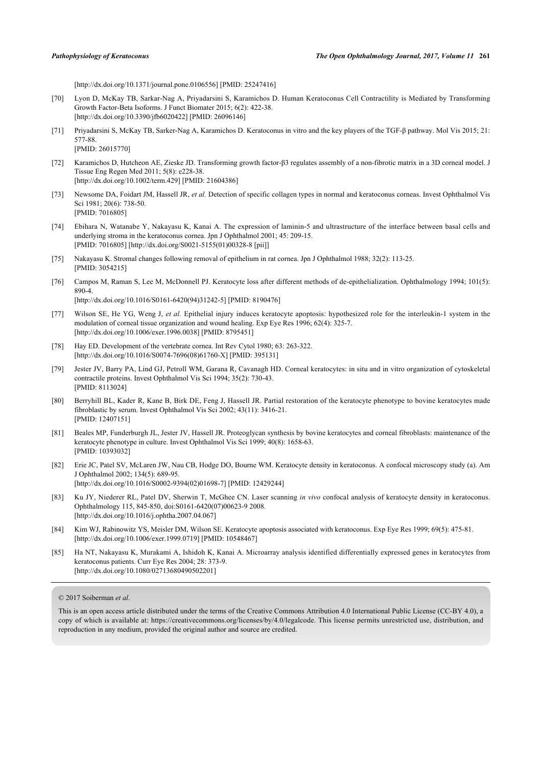[http://dx.doi.org/10.1371/journal.pone.0106556] [PMID: 25247416]

[70] Lyon D, McKay TB, Sarkar-Nag A, Priyadarsini S, Karamichos D. Human Keratoconus Cell Contractility is Mediated by Transforming Growth Factor-Beta Isoforms. J Funct Biomater 2015; 6(2): 422-38.
[http://dx.doi.org/10.3390/jfb6020422] [PMID: 26096146]

[71] Priyadarsini S, McKay TB, Sarker-Nag A, Karamichos D. Keratoconus in vitro and the key players of the TGF-β pathway. Mol Vis 2015; 21: 577-88.
[PMID: 26015770]

[72] Karamichos D, Hutcheon AE, Zieske JD. Transforming growth factor-β3 regulates assembly of a non-fibrotic matrix in a 3D corneal model. J Tissue Eng Regen Med 2011; 5(8): e228-38.
[http://dx.doi.org/10.1002/term.429] [PMID: 21604386]

[73] Newsome DA, Foidart JM, Hassell JR, *et al.* Detection of specific collagen types in normal and keratoconus corneas. Invest Ophthalmol Vis Sci 1981; 20(6): 738-50.
[PMID: 7016805]

[74] Ebihara N, Watanabe Y, Nakayasu K, Kanai A. The expression of laminin-5 and ultrastructure of the interface between basal cells and underlying stroma in the keratoconus cornea. Jpn J Ophthalmol 2001; 45: 209-15.
[PMID: 7016805] [http://dx.doi.org/S0021-5155(01)00328-8 [pii]]

[75] Nakayasu K. Stromal changes following removal of epithelium in rat cornea. Jpn J Ophthalmol 1988; 32(2): 113-25.
[PMID: 3054215]

[76] Campos M, Raman S, Lee M, McDonnell PJ. Keratocyte loss after different methods of de-epithelialization. Ophthalmology 1994; 101(5): 890-4.
[http://dx.doi.org/10.1016/S0161-6420(94)31242-5] [PMID: 8190476]

[77] Wilson SE, He YG, Weng J, *et al.* Epithelial injury induces keratocyte apoptosis: hypothesized role for the interleukin-1 system in the modulation of corneal tissue organization and wound healing. Exp Eye Res 1996; 62(4): 325-7.
[http://dx.doi.org/10.1006/exer.1996.0038] [PMID: 8795451]

[78] Hay ED. Development of the vertebrate cornea. Int Rev Cytol 1980; 63: 263-322.
[http://dx.doi.org/10.1016/S0074-7696(08)61760-X] [PMID: 395131]

[79] Jester JV, Barry PA, Lind GJ, Petroll WM, Garana R, Cavanagh HD. Corneal keratocytes: in situ and in vitro organization of cytoskeletal contractile proteins. Invest Ophthalmol Vis Sci 1994; 35(2): 730-43.
[PMID: 8113024]

[80] Berryhill BL, Kader R, Kane B, Birk DE, Feng J, Hassell JR. Partial restoration of the keratocyte phenotype to bovine keratocytes made fibroblastic by serum. Invest Ophthalmol Vis Sci 2002; 43(11): 3416-21.
[PMID: 12407151]

[81] Beales MP, Funderburgh JL, Jester JV, Hassell JR. Proteoglycan synthesis by bovine keratocytes and corneal fibroblasts: maintenance of the keratocyte phenotype in culture. Invest Ophthalmol Vis Sci 1999; 40(8): 1658-63.
[PMID: 10393032]

[82] Erie JC, Patel SV, McLaren JW, Nau CB, Hodge DO, Bourne WM. Keratocyte density in keratoconus. A confocal microscopy study (a). Am J Ophthalmol 2002; 134(5): 689-95.
[http://dx.doi.org/10.1016/S0002-9394(02)01698-7] [PMID: 12429244]

[83] Ku JY, Niederer RL, Patel DV, Sherwin T, McGhee CN. Laser scanning *in vivo* confocal analysis of keratocyte density in keratoconus. Ophthalmology 115, 845-850, doi:S0161-6420(07)00623-9 2008.
[http://dx.doi.org/10.1016/j.ophtha.2007.04.067]

[84] Kim WJ, Rabinowitz YS, Meisler DM, Wilson SE. Keratocyte apoptosis associated with keratoconus. Exp Eye Res 1999; 69(5): 475-81.
[http://dx.doi.org/10.1006/exer.1999.0719] [PMID: 10548467]

[85] Ha NT, Nakayasu K, Murakami A, Ishidoh K, Kanai A. Microarray analysis identified differentially expressed genes in keratocytes from keratoconus patients. Curr Eye Res 2004; 28: 373-9.
[http://dx.doi.org/10.1080/02713680490502201]

© 2017 Soiberman *et al*.

This is an open access article distributed under the terms of the Creative Commons Attribution 4.0 International Public License (CC-BY 4.0), a copy of which is available at: https://creativecommons.org/licenses/by/4.0/legalcode. This license permits unrestricted use, distribution, and reproduction in any medium, provided the original author and source are credited.